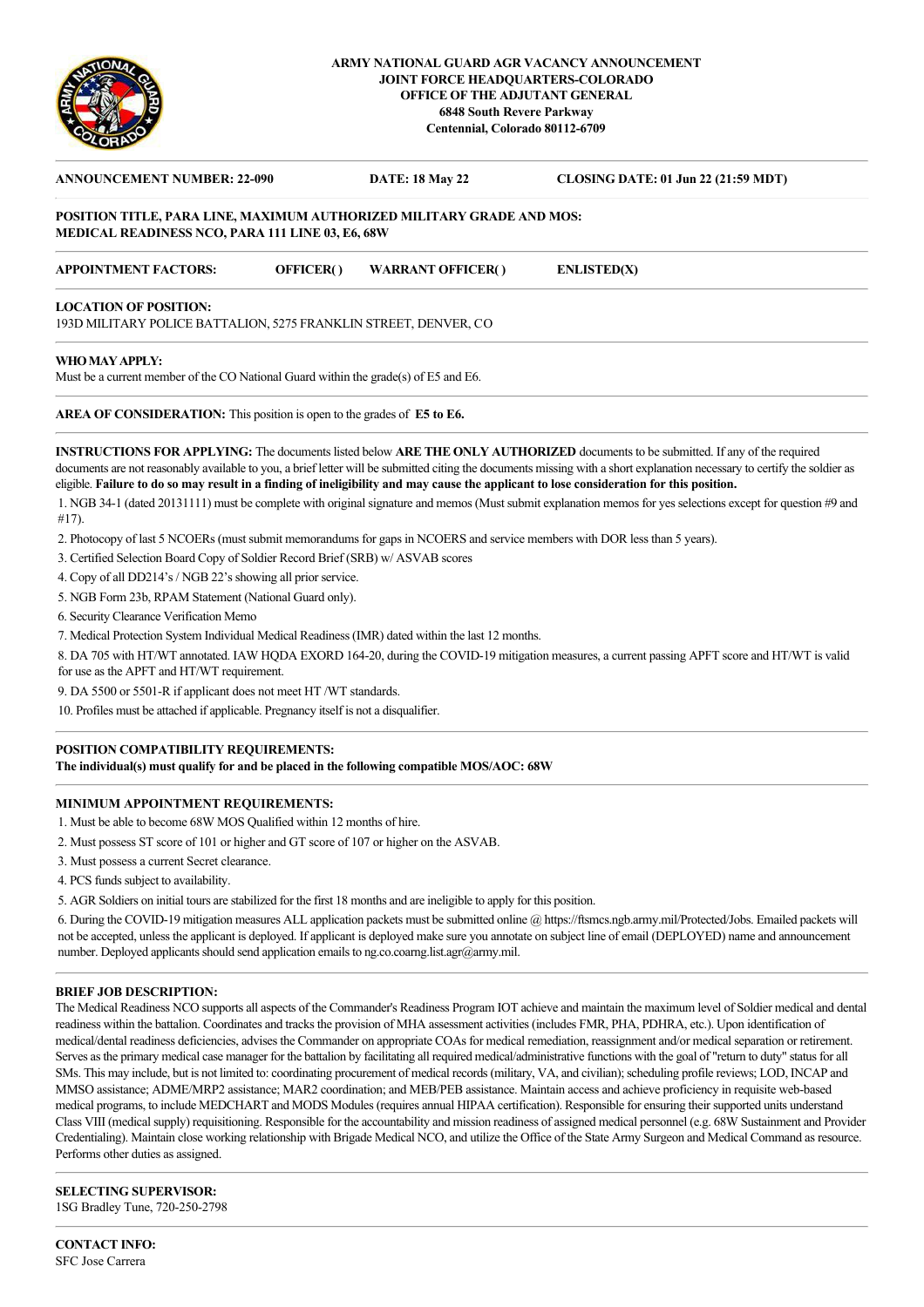**ARMY NATIONAL GUARD AGR VACANCY ANNOUNCEMENT**
**JOINT FORCE HEADQUARTERS-COLORADO**
**OFFICE OF THE ADJUTANT GENERAL**
**6848 South Revere Parkway**
**Centennial, Colorado 80112-6709**

---

**ANNOUNCEMENT NUMBER: 22-090** **DATE: 18 May 22** **CLOSING DATE: 01 Jun 22 (21:59 MDT)**

---

**POSITION TITLE, PARA LINE, MAXIMUM AUTHORIZED MILITARY GRADE AND MOS:**
**MEDICAL READINESS NCO, PARA 111 LINE 03, E6, 68W**

---

**APPOINTMENT FACTORS:** **OFFICER( )** **WARRANT OFFICER( )** **ENLISTED(X)**

---

**LOCATION OF POSITION:**
193D MILITARY POLICE BATTALION, 5275 FRANKLIN STREET, DENVER, CO

---

**WHO MAY APPLY:**
Must be a current member of the CO National Guard within the grade(s) of E5 and E6.

---

**AREA OF CONSIDERATION:** This position is open to the grades of **E5 to E6.**

---

**INSTRUCTIONS FOR APPLYING:** The documents listed below **ARE THE ONLY AUTHORIZED** documents to be submitted. If any of the required documents are not reasonably available to you, a brief letter will be submitted citing the documents missing with a short explanation necessary to certify the soldier as eligible. **Failure to do so may result in a finding of ineligibility and may cause the applicant to lose consideration for this position.**

1. NGB 34-1 (dated 20131111) must be complete with original signature and memos (Must submit explanation memos for yes selections except for question #9 and #17).
2. Photocopy of last 5 NCOERs (must submit memorandums for gaps in NCOERS and service members with DOR less than 5 years).
3. Certified Selection Board Copy of Soldier Record Brief (SRB) w/ ASVAB scores
4. Copy of all DD214's / NGB 22's showing all prior service.
5. NGB Form 23b, RPAM Statement (National Guard only).
6. Security Clearance Verification Memo
7. Medical Protection System Individual Medical Readiness (IMR) dated within the last 12 months.
8. DA 705 with HT/WT annotated. IAW HQDA EXORD 164-20, during the COVID-19 mitigation measures, a current passing APFT score and HT/WT is valid for use as the APFT and HT/WT requirement.
9. DA 5500 or 5501-R if applicant does not meet HT /WT standards.
10. Profiles must be attached if applicable. Pregnancy itself is not a disqualifier.

---

**POSITION COMPATIBILITY REQUIREMENTS:**
**The individual(s) must qualify for and be placed in the following compatible MOS/AOC: 68W**

---

**MINIMUM APPOINTMENT REQUIREMENTS:**

1. Must be able to become 68W MOS Qualified within 12 months of hire.
2. Must possess ST score of 101 or higher and GT score of 107 or higher on the ASVAB.
3. Must possess a current Secret clearance.
4. PCS funds subject to availability.
5. AGR Soldiers on initial tours are stabilized for the first 18 months and are ineligible to apply for this position.
6. During the COVID-19 mitigation measures ALL application packets must be submitted online @ https://ftsmcs.ngb.army.mil/Protected/Jobs. Emailed packets will not be accepted, unless the applicant is deployed. If applicant is deployed make sure you annotate on subject line of email (DEPLOYED) name and announcement number. Deployed applicants should send application emails to ng.co.coarng.list.agr@army.mil.

---

**BRIEF JOB DESCRIPTION:**
The Medical Readiness NCO supports all aspects of the Commander's Readiness Program IOT achieve and maintain the maximum level of Soldier medical and dental readiness within the battalion. Coordinates and tracks the provision of MHA assessment activities (includes FMR, PHA, PDHRA, etc.). Upon identification of medical/dental readiness deficiencies, advises the Commander on appropriate COAs for medical remediation, reassignment and/or medical separation or retirement. Serves as the primary medical case manager for the battalion by facilitating all required medical/administrative functions with the goal of "return to duty" status for all SMs. This may include, but is not limited to: coordinating procurement of medical records (military, VA, and civilian); scheduling profile reviews; LOD, INCAP and MMSO assistance; ADME/MRP2 assistance; MAR2 coordination; and MEB/PEB assistance. Maintain access and achieve proficiency in requisite web-based medical programs, to include MEDCHART and MODS Modules (requires annual HIPAA certification). Responsible for ensuring their supported units understand Class VIII (medical supply) requisitioning. Responsible for the accountability and mission readiness of assigned medical personnel (e.g. 68W Sustainment and Provider Credentialing). Maintain close working relationship with Brigade Medical NCO, and utilize the Office of the State Army Surgeon and Medical Command as resource. Performs other duties as assigned.

---

**SELECTING SUPERVISOR:**
1SG Bradley Tune, 720-250-2798

---

**CONTACT INFO:**
SFC Jose Carrera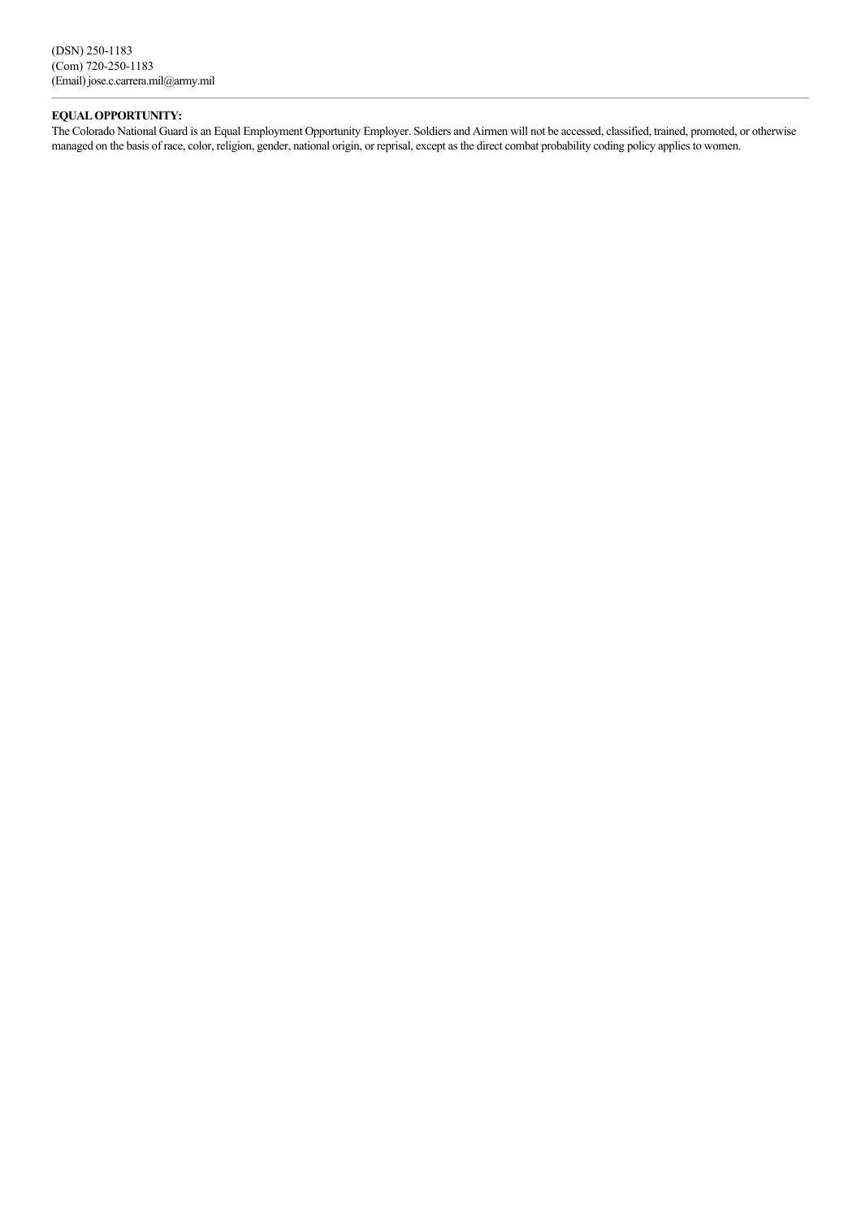(DSN) 250-1183
(Com) 720-250-1183
(Email) jose.c.carrera.mil@army.mil

---

**EQUAL OPPORTUNITY:**

The Colorado National Guard is an Equal Employment Opportunity Employer. Soldiers and Airmen will not be accessed, classified, trained, promoted, or otherwise managed on the basis of race, color, religion, gender, national origin, or reprisal, except as the direct combat probability coding policy applies to women.